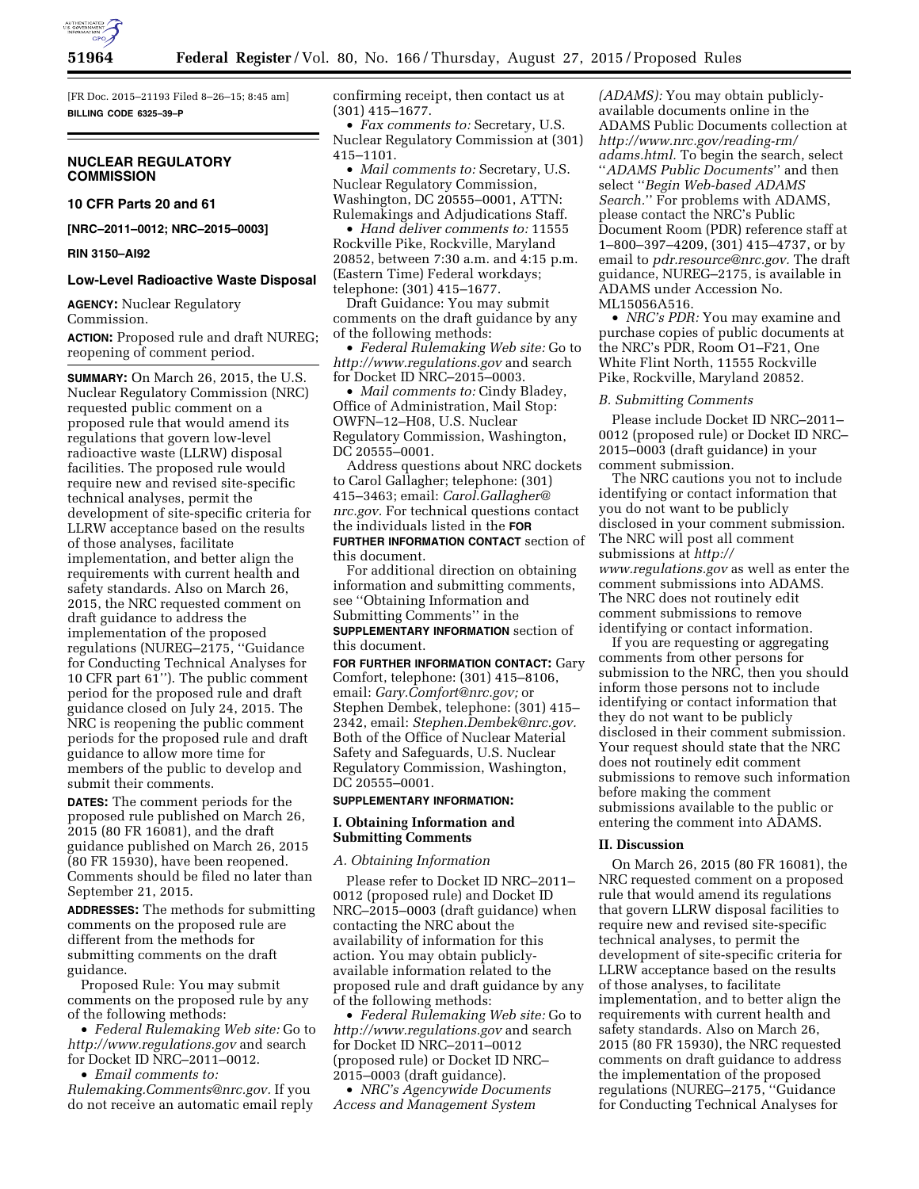[FR Doc. 2015–21193 Filed 8–26–15; 8:45 am]

**BILLING CODE 6325–39–P**

## NUCLEAR REGULATORY COMMISSION

### 10 CFR Parts 20 and 61

**[NRC–2011–0012; NRC–2015–0003]**

**RIN 3150–AI92**

### Low-Level Radioactive Waste Disposal

**AGENCY:** Nuclear Regulatory Commission.

**ACTION:** Proposed rule and draft NUREG; reopening of comment period.

**SUMMARY:** On March 26, 2015, the U.S. Nuclear Regulatory Commission (NRC) requested public comment on a proposed rule that would amend its regulations that govern low-level radioactive waste (LLRW) disposal facilities. The proposed rule would require new and revised site-specific technical analyses, permit the development of site-specific criteria for LLRW acceptance based on the results of those analyses, facilitate implementation, and better align the requirements with current health and safety standards. Also on March 26, 2015, the NRC requested comment on draft guidance to address the implementation of the proposed regulations (NUREG–2175, ''Guidance for Conducting Technical Analyses for 10 CFR part 61''). The public comment period for the proposed rule and draft guidance closed on July 24, 2015. The NRC is reopening the public comment periods for the proposed rule and draft guidance to allow more time for members of the public to develop and submit their comments.

**DATES:** The comment periods for the proposed rule published on March 26, 2015 (80 FR 16081), and the draft guidance published on March 26, 2015 (80 FR 15930), have been reopened. Comments should be filed no later than September 21, 2015.

**ADDRESSES:** The methods for submitting comments on the proposed rule are different from the methods for submitting comments on the draft guidance.

Proposed Rule: You may submit comments on the proposed rule by any of the following methods:

- *Federal Rulemaking Web site:* Go to *http://www.regulations.gov* and search for Docket ID NRC–2011–0012.
- *Email comments to: Rulemaking.Comments@nrc.gov.* If you do not receive an automatic email reply confirming receipt, then contact us at (301) 415–1677.
- *Fax comments to:* Secretary, U.S. Nuclear Regulatory Commission at (301) 415–1101.
- *Mail comments to:* Secretary, U.S. Nuclear Regulatory Commission, Washington, DC 20555–0001, ATTN: Rulemakings and Adjudications Staff.
- *Hand deliver comments to:* 11555 Rockville Pike, Rockville, Maryland 20852, between 7:30 a.m. and 4:15 p.m. (Eastern Time) Federal workdays; telephone: (301) 415–1677.

Draft Guidance: You may submit comments on the draft guidance by any of the following methods:

- *Federal Rulemaking Web site:* Go to *http://www.regulations.gov* and search for Docket ID NRC–2015–0003.
- *Mail comments to:* Cindy Bladey, Office of Administration, Mail Stop: OWFN–12–H08, U.S. Nuclear Regulatory Commission, Washington, DC 20555–0001.

Address questions about NRC dockets to Carol Gallagher; telephone: (301) 415–3463; email: *Carol.Gallagher@nrc.gov.* For technical questions contact the individuals listed in the **FOR FURTHER INFORMATION CONTACT** section of this document.

For additional direction on obtaining information and submitting comments, see ''Obtaining Information and Submitting Comments'' in the **SUPPLEMENTARY INFORMATION** section of this document.

**FOR FURTHER INFORMATION CONTACT:** Gary Comfort, telephone: (301) 415–8106, email: *Gary.Comfort@nrc.gov;* or Stephen Dembek, telephone: (301) 415–2342, email: *Stephen.Dembek@nrc.gov.* Both of the Office of Nuclear Material Safety and Safeguards, U.S. Nuclear Regulatory Commission, Washington, DC 20555–0001.

**SUPPLEMENTARY INFORMATION:**

## I. Obtaining Information and Submitting Comments

### *A. Obtaining Information*

Please refer to Docket ID NRC–2011–0012 (proposed rule) and Docket ID NRC–2015–0003 (draft guidance) when contacting the NRC about the availability of information for this action. You may obtain publicly-available information related to the proposed rule and draft guidance by any of the following methods:

- *Federal Rulemaking Web site:* Go to *http://www.regulations.gov* and search for Docket ID NRC–2011–0012 (proposed rule) or Docket ID NRC–2015–0003 (draft guidance).
- *NRC's Agencywide Documents Access and Management System (ADAMS):* You may obtain publicly-available documents online in the ADAMS Public Documents collection at *http://www.nrc.gov/reading-rm/adams.html.* To begin the search, select ''*ADAMS Public Documents*'' and then select ''*Begin Web-based ADAMS Search.*'' For problems with ADAMS, please contact the NRC's Public Document Room (PDR) reference staff at 1–800–397–4209, (301) 415–4737, or by email to *pdr.resource@nrc.gov.* The draft guidance, NUREG–2175, is available in ADAMS under Accession No. ML15056A516.
- *NRC's PDR:* You may examine and purchase copies of public documents at the NRC's PDR, Room O1–F21, One White Flint North, 11555 Rockville Pike, Rockville, Maryland 20852.

### *B. Submitting Comments*

Please include Docket ID NRC–2011–0012 (proposed rule) or Docket ID NRC–2015–0003 (draft guidance) in your comment submission.

The NRC cautions you not to include identifying or contact information that you do not want to be publicly disclosed in your comment submission. The NRC will post all comment submissions at *http://www.regulations.gov* as well as enter the comment submissions into ADAMS. The NRC does not routinely edit comment submissions to remove identifying or contact information.

If you are requesting or aggregating comments from other persons for submission to the NRC, then you should inform those persons not to include identifying or contact information that they do not want to be publicly disclosed in their comment submission. Your request should state that the NRC does not routinely edit comment submissions to remove such information before making the comment submissions available to the public or entering the comment into ADAMS.

## II. Discussion

On March 26, 2015 (80 FR 16081), the NRC requested comment on a proposed rule that would amend its regulations that govern LLRW disposal facilities to require new and revised site-specific technical analyses, to permit the development of site-specific criteria for LLRW acceptance based on the results of those analyses, to facilitate implementation, and to better align the requirements with current health and safety standards. Also on March 26, 2015 (80 FR 15930), the NRC requested comments on draft guidance to address the implementation of the proposed regulations (NUREG–2175, ''Guidance for Conducting Technical Analyses for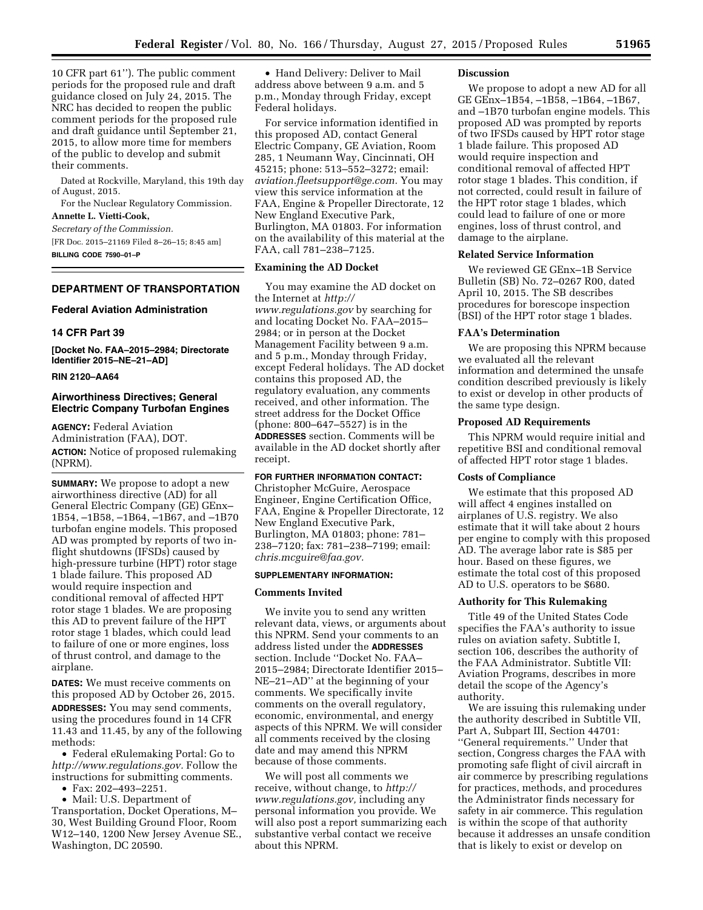10 CFR part 61''). The public comment periods for the proposed rule and draft guidance closed on July 24, 2015. The NRC has decided to reopen the public comment periods for the proposed rule and draft guidance until September 21, 2015, to allow more time for members of the public to develop and submit their comments.

Dated at Rockville, Maryland, this 19th day of August, 2015.

For the Nuclear Regulatory Commission.

**Annette L. Vietti-Cook,**

*Secretary of the Commission.*

[FR Doc. 2015–21169 Filed 8–26–15; 8:45 am]

**BILLING CODE 7590–01–P**

## DEPARTMENT OF TRANSPORTATION

### Federal Aviation Administration

### 14 CFR Part 39

**[Docket No. FAA–2015–2984; Directorate Identifier 2015–NE–21–AD]**

**RIN 2120–AA64**

### Airworthiness Directives; General Electric Company Turbofan Engines

**AGENCY:** Federal Aviation Administration (FAA), DOT.

**ACTION:** Notice of proposed rulemaking (NPRM).

**SUMMARY:** We propose to adopt a new airworthiness directive (AD) for all General Electric Company (GE) GEnx–1B54, –1B58, –1B64, –1B67, and –1B70 turbofan engine models. This proposed AD was prompted by reports of two in-flight shutdowns (IFSDs) caused by high-pressure turbine (HPT) rotor stage 1 blade failure. This proposed AD would require inspection and conditional removal of affected HPT rotor stage 1 blades. We are proposing this AD to prevent failure of the HPT rotor stage 1 blades, which could lead to failure of one or more engines, loss of thrust control, and damage to the airplane.

**DATES:** We must receive comments on this proposed AD by October 26, 2015.

**ADDRESSES:** You may send comments, using the procedures found in 14 CFR 11.43 and 11.45, by any of the following methods:

- Federal eRulemaking Portal: Go to *http://www.regulations.gov.* Follow the instructions for submitting comments.
- Fax: 202–493–2251.
- Mail: U.S. Department of Transportation, Docket Operations, M–30, West Building Ground Floor, Room W12–140, 1200 New Jersey Avenue SE., Washington, DC 20590.
- Hand Delivery: Deliver to Mail address above between 9 a.m. and 5 p.m., Monday through Friday, except Federal holidays.

For service information identified in this proposed AD, contact General Electric Company, GE Aviation, Room 285, 1 Neumann Way, Cincinnati, OH 45215; phone: 513–552–3272; email: *aviation.fleetsupport@ge.com.* You may view this service information at the FAA, Engine & Propeller Directorate, 12 New England Executive Park, Burlington, MA 01803. For information on the availability of this material at the FAA, call 781–238–7125.

#### Examining the AD Docket

You may examine the AD docket on the Internet at *http://www.regulations.gov* by searching for and locating Docket No. FAA–2015–2984; or in person at the Docket Management Facility between 9 a.m. and 5 p.m., Monday through Friday, except Federal holidays. The AD docket contains this proposed AD, the regulatory evaluation, any comments received, and other information. The street address for the Docket Office (phone: 800–647–5527) is in the **ADDRESSES** section. Comments will be available in the AD docket shortly after receipt.

**FOR FURTHER INFORMATION CONTACT:** Christopher McGuire, Aerospace Engineer, Engine Certification Office, FAA, Engine & Propeller Directorate, 12 New England Executive Park, Burlington, MA 01803; phone: 781–238–7120; fax: 781–238–7199; email: *chris.mcguire@faa.gov.*

**SUPPLEMENTARY INFORMATION:**

#### Comments Invited

We invite you to send any written relevant data, views, or arguments about this NPRM. Send your comments to an address listed under the **ADDRESSES** section. Include ''Docket No. FAA–2015–2984; Directorate Identifier 2015–NE–21–AD'' at the beginning of your comments. We specifically invite comments on the overall regulatory, economic, environmental, and energy aspects of this NPRM. We will consider all comments received by the closing date and may amend this NPRM because of those comments.

We will post all comments we receive, without change, to *http://www.regulations.gov,* including any personal information you provide. We will also post a report summarizing each substantive verbal contact we receive about this NPRM.

#### Discussion

We propose to adopt a new AD for all GE GEnx–1B54, –1B58, –1B64, –1B67, and –1B70 turbofan engine models. This proposed AD was prompted by reports of two IFSDs caused by HPT rotor stage 1 blade failure. This proposed AD would require inspection and conditional removal of affected HPT rotor stage 1 blades. This condition, if not corrected, could result in failure of the HPT rotor stage 1 blades, which could lead to failure of one or more engines, loss of thrust control, and damage to the airplane.

#### Related Service Information

We reviewed GE GEnx–1B Service Bulletin (SB) No. 72–0267 R00, dated April 10, 2015. The SB describes procedures for borescope inspection (BSI) of the HPT rotor stage 1 blades.

#### FAA's Determination

We are proposing this NPRM because we evaluated all the relevant information and determined the unsafe condition described previously is likely to exist or develop in other products of the same type design.

#### Proposed AD Requirements

This NPRM would require initial and repetitive BSI and conditional removal of affected HPT rotor stage 1 blades.

#### Costs of Compliance

We estimate that this proposed AD will affect 4 engines installed on airplanes of U.S. registry. We also estimate that it will take about 2 hours per engine to comply with this proposed AD. The average labor rate is $85 per hour. Based on these figures, we estimate the total cost of this proposed AD to U.S. operators to be $680.

#### Authority for This Rulemaking

Title 49 of the United States Code specifies the FAA's authority to issue rules on aviation safety. Subtitle I, section 106, describes the authority of the FAA Administrator. Subtitle VII: Aviation Programs, describes in more detail the scope of the Agency's authority.

We are issuing this rulemaking under the authority described in Subtitle VII, Part A, Subpart III, Section 44701: ''General requirements.'' Under that section, Congress charges the FAA with promoting safe flight of civil aircraft in air commerce by prescribing regulations for practices, methods, and procedures the Administrator finds necessary for safety in air commerce. This regulation is within the scope of that authority because it addresses an unsafe condition that is likely to exist or develop on